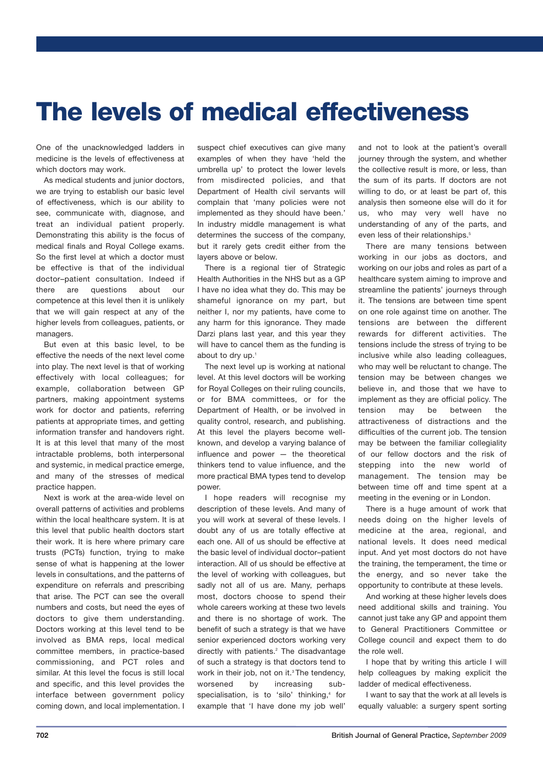# The levels of medical effectiveness

One of the unacknowledged ladders in medicine is the levels of effectiveness at which doctors may work.

As medical students and junior doctors, we are trying to establish our basic level of effectiveness, which is our ability to see, communicate with, diagnose, and treat an individual patient properly. Demonstrating this ability is the focus of medical finals and Royal College exams. So the first level at which a doctor must be effective is that of the individual doctor–patient consultation. Indeed if there are questions about our competence at this level then it is unlikely that we will gain respect at any of the higher levels from colleagues, patients, or managers.

But even at this basic level, to be effective the needs of the next level come into play. The next level is that of working effectively with local colleagues; for example, collaboration between GP partners, making appointment systems work for doctor and patients, referring patients at appropriate times, and getting information transfer and handovers right. It is at this level that many of the most intractable problems, both interpersonal and systemic, in medical practice emerge, and many of the stresses of medical practice happen.

Next is work at the area-wide level on overall patterns of activities and problems within the local healthcare system. It is at this level that public health doctors start their work. It is here where primary care trusts (PCTs) function, trying to make sense of what is happening at the lower levels in consultations, and the patterns of expenditure on referrals and prescribing that arise. The PCT can see the overall numbers and costs, but need the eyes of doctors to give them understanding. Doctors working at this level tend to be involved as BMA reps, local medical committee members, in practice-based commissioning, and PCT roles and similar. At this level the focus is still local and specific, and this level provides the interface between government policy coming down, and local implementation. I suspect chief executives can give many examples of when they have 'held the umbrella up' to protect the lower levels from misdirected policies, and that Department of Health civil servants will complain that 'many policies were not implemented as they should have been.' In industry middle management is what determines the success of the company, but it rarely gets credit either from the layers above or below.

There is a regional tier of Strategic Health Authorities in the NHS but as a GP I have no idea what they do. This may be shameful ignorance on my part, but neither I, nor my patients, have come to any harm for this ignorance. They made Darzi plans last year, and this year they will have to cancel them as the funding is about to dry up.[1]

The next level up is working at national level. At this level doctors will be working for Royal Colleges on their ruling councils, or for BMA committees, or for the Department of Health, or be involved in quality control, research, and publishing. At this level the players become well-known, and develop a varying balance of influence and power — the theoretical thinkers tend to value influence, and the more practical BMA types tend to develop power.

I hope readers will recognise my description of these levels. And many of you will work at several of these levels. I doubt any of us are totally effective at each one. All of us should be effective at the basic level of individual doctor–patient interaction. All of us should be effective at the level of working with colleagues, but sadly not all of us are. Many, perhaps most, doctors choose to spend their whole careers working at these two levels and there is no shortage of work. The benefit of such a strategy is that we have senior experienced doctors working very directly with patients.[2] The disadvantage of such a strategy is that doctors tend to work in their job, not on it.[3] The tendency, worsened by increasing sub-specialisation, is to 'silo' thinking,[4] for example that 'I have done my job well' and not to look at the patient's overall journey through the system, and whether the collective result is more, or less, than the sum of its parts. If doctors are not willing to do, or at least be part of, this analysis then someone else will do it for us, who may very well have no understanding of any of the parts, and even less of their relationships.[5]

There are many tensions between working in our jobs as doctors, and working on our jobs and roles as part of a healthcare system aiming to improve and streamline the patients' journeys through it. The tensions are between time spent on one role against time on another. The tensions are between the different rewards for different activities. The tensions include the stress of trying to be inclusive while also leading colleagues, who may well be reluctant to change. The tension may be between changes we believe in, and those that we have to implement as they are official policy. The tension may be between the attractiveness of distractions and the difficulties of the current job. The tension may be between the familiar collegiality of our fellow doctors and the risk of stepping into the new world of management. The tension may be between time off and time spent at a meeting in the evening or in London.

There is a huge amount of work that needs doing on the higher levels of medicine at the area, regional, and national levels. It does need medical input. And yet most doctors do not have the training, the temperament, the time or the energy, and so never take the opportunity to contribute at these levels.

And working at these higher levels does need additional skills and training. You cannot just take any GP and appoint them to General Practitioners Committee or College council and expect them to do the role well.

I hope that by writing this article I will help colleagues by making explicit the ladder of medical effectiveness.

I want to say that the work at all levels is equally valuable: a surgery spent sorting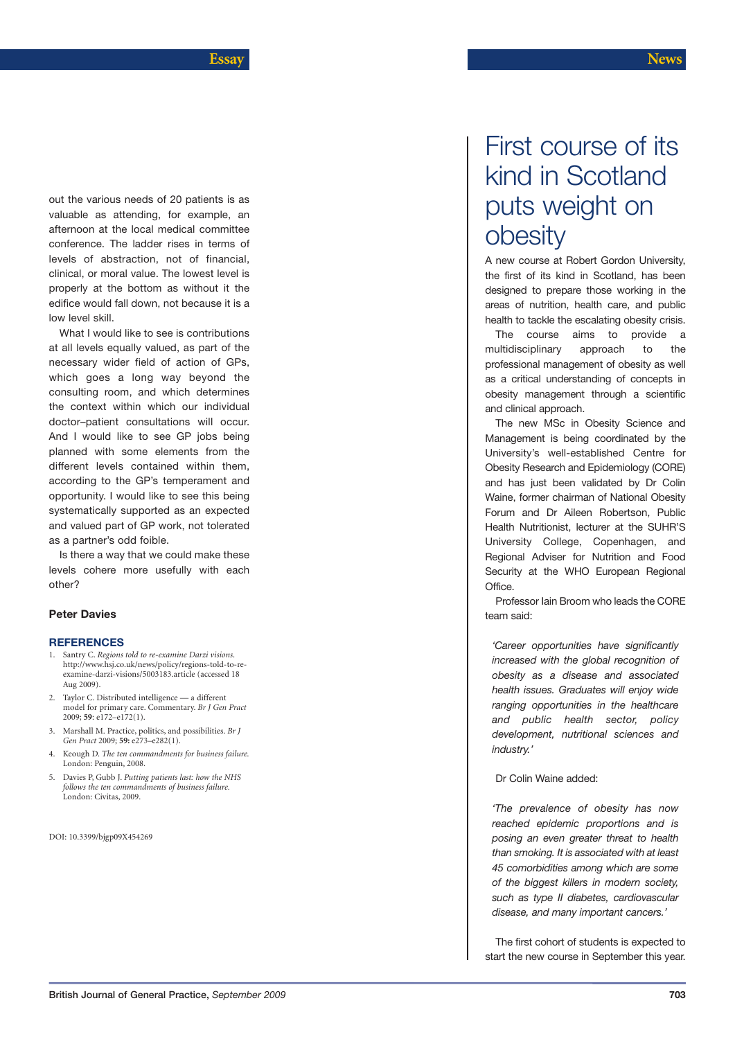out the various needs of 20 patients is as valuable as attending, for example, an afternoon at the local medical committee conference. The ladder rises in terms of levels of abstraction, not of financial, clinical, or moral value. The lowest level is properly at the bottom as without it the edifice would fall down, not because it is a low level skill.

What I would like to see is contributions at all levels equally valued, as part of the necessary wider field of action of GPs, which goes a long way beyond the consulting room, and which determines the context within which our individual doctor–patient consultations will occur. And I would like to see GP jobs being planned with some elements from the different levels contained within them, according to the GP's temperament and opportunity. I would like to see this being systematically supported as an expected and valued part of GP work, not tolerated as a partner's odd foible.

Is there a way that we could make these levels cohere more usefully with each other?

**Peter Davies**

## REFERENCES

1. Santry C. *Regions told to re-examine Darzi visions.* http://www.hsj.co.uk/news/policy/regions-told-to-re-examine-darzi-visions/5003183.article (accessed 18 Aug 2009).
2. Taylor C. Distributed intelligence — a different model for primary care. Commentary. *Br J Gen Pract* 2009; **59**: e172–e172(1).
3. Marshall M. Practice, politics, and possibilities. *Br J Gen Pract* 2009; **59:** e273–e282(1).
4. Keough D. *The ten commandments for business failure.* London: Penguin, 2008.
5. Davies P, Gubb J. *Putting patients last: how the NHS follows the ten commandments of business failure.* London: Civitas, 2009.

DOI: 10.3399/bjgp09X454269

# First course of its kind in Scotland puts weight on obesity

A new course at Robert Gordon University, the first of its kind in Scotland, has been designed to prepare those working in the areas of nutrition, health care, and public health to tackle the escalating obesity crisis.

The course aims to provide a multidisciplinary approach to the professional management of obesity as well as a critical understanding of concepts in obesity management through a scientific and clinical approach.

The new MSc in Obesity Science and Management is being coordinated by the University's well-established Centre for Obesity Research and Epidemiology (CORE) and has just been validated by Dr Colin Waine, former chairman of National Obesity Forum and Dr Aileen Robertson, Public Health Nutritionist, lecturer at the SUHR'S University College, Copenhagen, and Regional Adviser for Nutrition and Food Security at the WHO European Regional Office.

Professor Iain Broom who leads the CORE team said:

*'Career opportunities have significantly increased with the global recognition of obesity as a disease and associated health issues. Graduates will enjoy wide ranging opportunities in the healthcare and public health sector, policy development, nutritional sciences and industry.'*

Dr Colin Waine added:

*'The prevalence of obesity has now reached epidemic proportions and is posing an even greater threat to health than smoking. It is associated with at least 45 comorbidities among which are some of the biggest killers in modern society, such as type II diabetes, cardiovascular disease, and many important cancers.'*

The first cohort of students is expected to start the new course in September this year.